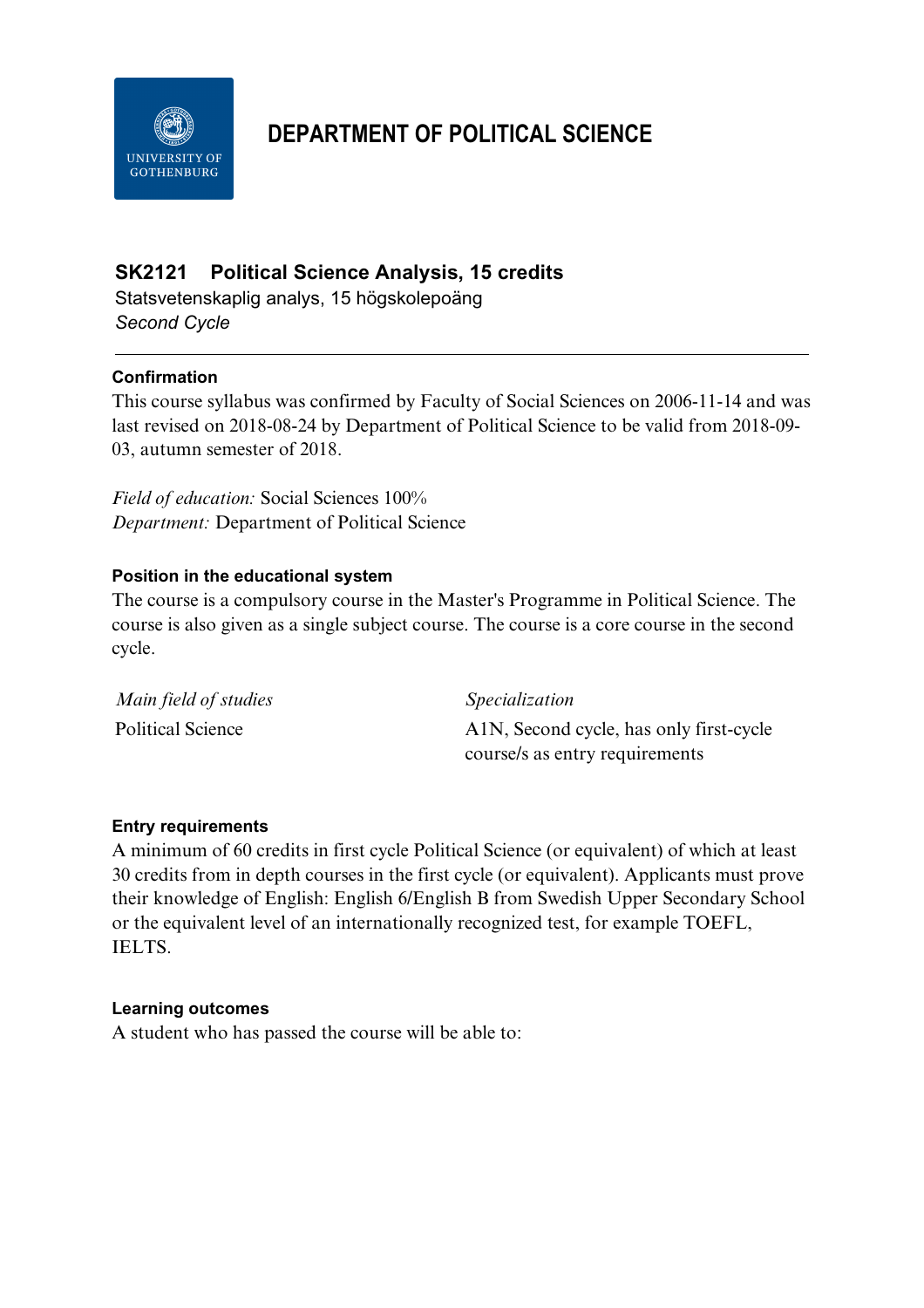# DEPARTMENT OF POLITICAL SCIENCE

## SK2121 Political Science Analysis, 15 credits

Statsvetenskaplig analys, 15 högskolepoäng

*Second Cycle*

---

### Confirmation

This course syllabus was confirmed by Faculty of Social Sciences on 2006-11-14 and was last revised on 2018-08-24 by Department of Political Science to be valid from 2018-09-03, autumn semester of 2018.

*Field of education:* Social Sciences 100%
*Department:* Department of Political Science

### Position in the educational system

The course is a compulsory course in the Master's Programme in Political Science. The course is also given as a single subject course. The course is a core course in the second cycle.

| *Main field of studies* | *Specialization* |
| --- | --- |
| Political Science | A1N, Second cycle, has only first-cycle course/s as entry requirements |

### Entry requirements

A minimum of 60 credits in first cycle Political Science (or equivalent) of which at least 30 credits from in depth courses in the first cycle (or equivalent). Applicants must prove their knowledge of English: English 6/English B from Swedish Upper Secondary School or the equivalent level of an internationally recognized test, for example TOEFL, IELTS.

### Learning outcomes

A student who has passed the course will be able to: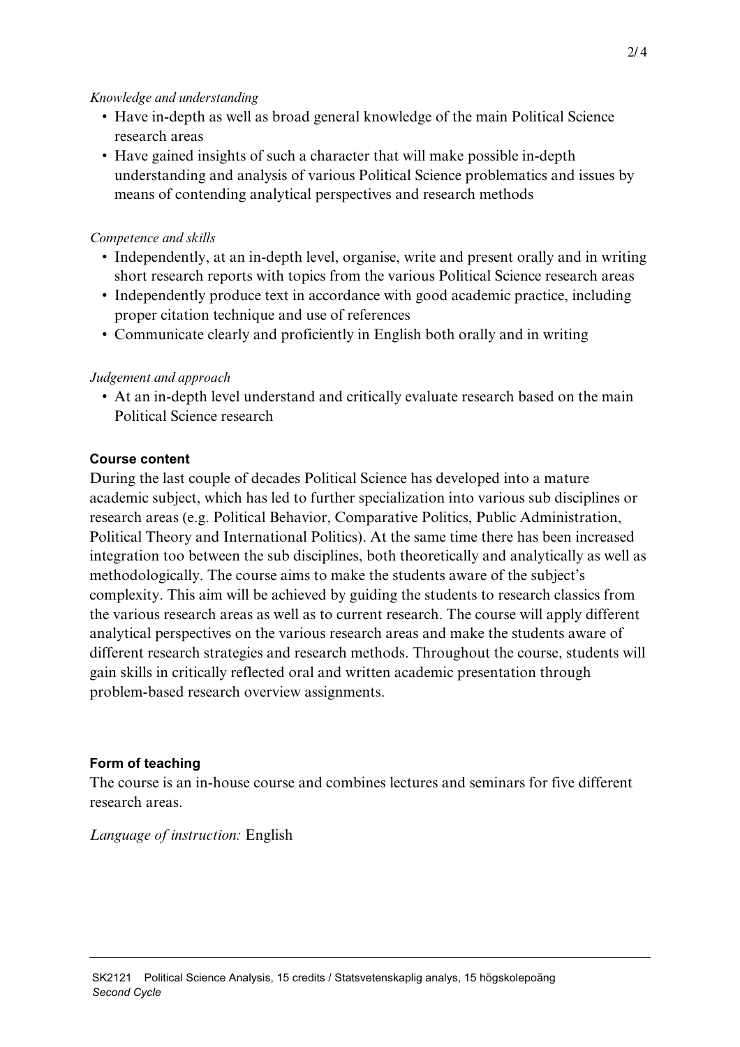*Knowledge and understanding*

- Have in-depth as well as broad general knowledge of the main Political Science research areas
- Have gained insights of such a character that will make possible in-depth understanding and analysis of various Political Science problematics and issues by means of contending analytical perspectives and research methods

*Competence and skills*

- Independently, at an in-depth level, organise, write and present orally and in writing short research reports with topics from the various Political Science research areas
- Independently produce text in accordance with good academic practice, including proper citation technique and use of references
- Communicate clearly and proficiently in English both orally and in writing

*Judgement and approach*

- At an in-depth level understand and critically evaluate research based on the main Political Science research

**Course content**

During the last couple of decades Political Science has developed into a mature academic subject, which has led to further specialization into various sub disciplines or research areas (e.g. Political Behavior, Comparative Politics, Public Administration, Political Theory and International Politics). At the same time there has been increased integration too between the sub disciplines, both theoretically and analytically as well as methodologically. The course aims to make the students aware of the subject's complexity. This aim will be achieved by guiding the students to research classics from the various research areas as well as to current research. The course will apply different analytical perspectives on the various research areas and make the students aware of different research strategies and research methods. Throughout the course, students will gain skills in critically reflected oral and written academic presentation through problem-based research overview assignments.

**Form of teaching**

The course is an in-house course and combines lectures and seminars for five different research areas.

*Language of instruction:* English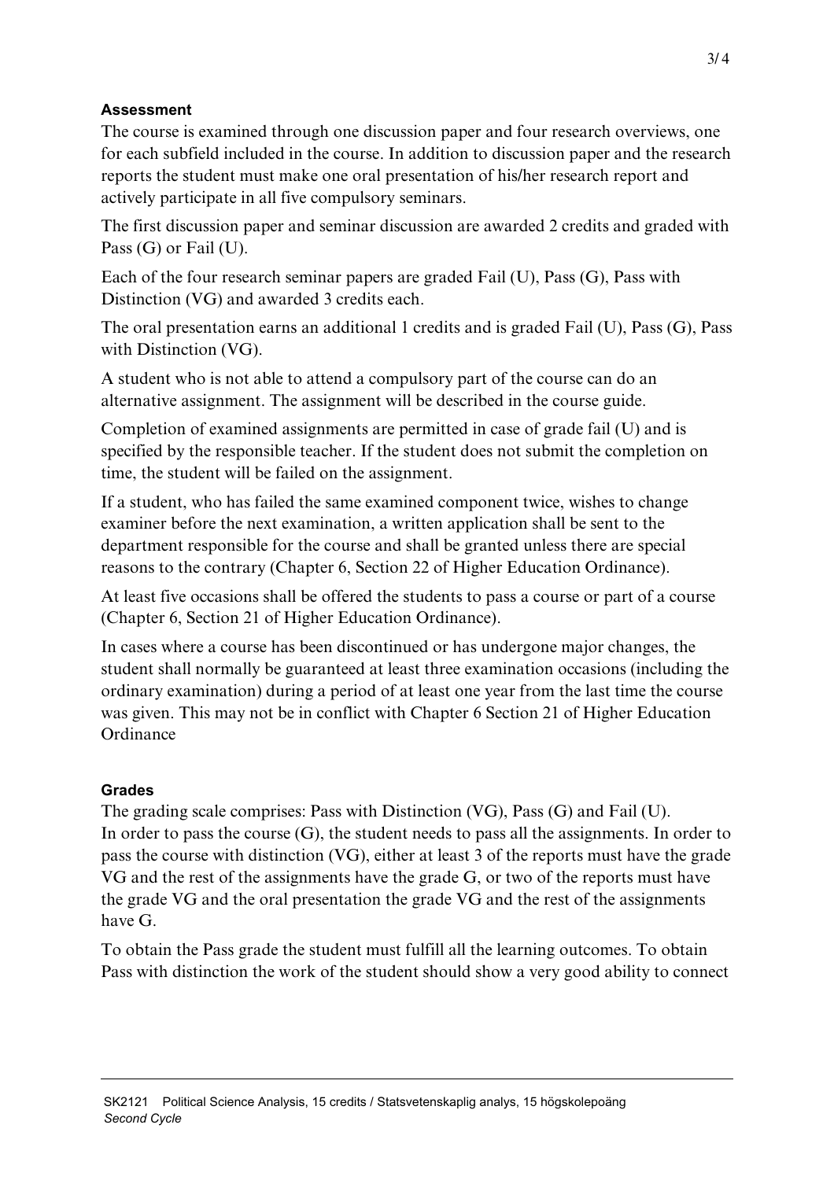### Assessment

The course is examined through one discussion paper and four research overviews, one for each subfield included in the course. In addition to discussion paper and the research reports the student must make one oral presentation of his/her research report and actively participate in all five compulsory seminars.

The first discussion paper and seminar discussion are awarded 2 credits and graded with Pass (G) or Fail (U).

Each of the four research seminar papers are graded Fail (U), Pass (G), Pass with Distinction (VG) and awarded 3 credits each.

The oral presentation earns an additional 1 credits and is graded Fail (U), Pass (G), Pass with Distinction (VG).

A student who is not able to attend a compulsory part of the course can do an alternative assignment. The assignment will be described in the course guide.

Completion of examined assignments are permitted in case of grade fail (U) and is specified by the responsible teacher. If the student does not submit the completion on time, the student will be failed on the assignment.

If a student, who has failed the same examined component twice, wishes to change examiner before the next examination, a written application shall be sent to the department responsible for the course and shall be granted unless there are special reasons to the contrary (Chapter 6, Section 22 of Higher Education Ordinance).

At least five occasions shall be offered the students to pass a course or part of a course (Chapter 6, Section 21 of Higher Education Ordinance).

In cases where a course has been discontinued or has undergone major changes, the student shall normally be guaranteed at least three examination occasions (including the ordinary examination) during a period of at least one year from the last time the course was given. This may not be in conflict with Chapter 6 Section 21 of Higher Education Ordinance

### Grades

The grading scale comprises: Pass with Distinction (VG), Pass (G) and Fail (U).
In order to pass the course (G), the student needs to pass all the assignments. In order to pass the course with distinction (VG), either at least 3 of the reports must have the grade VG and the rest of the assignments have the grade G, or two of the reports must have the grade VG and the oral presentation the grade VG and the rest of the assignments have G.

To obtain the Pass grade the student must fulfill all the learning outcomes. To obtain Pass with distinction the work of the student should show a very good ability to connect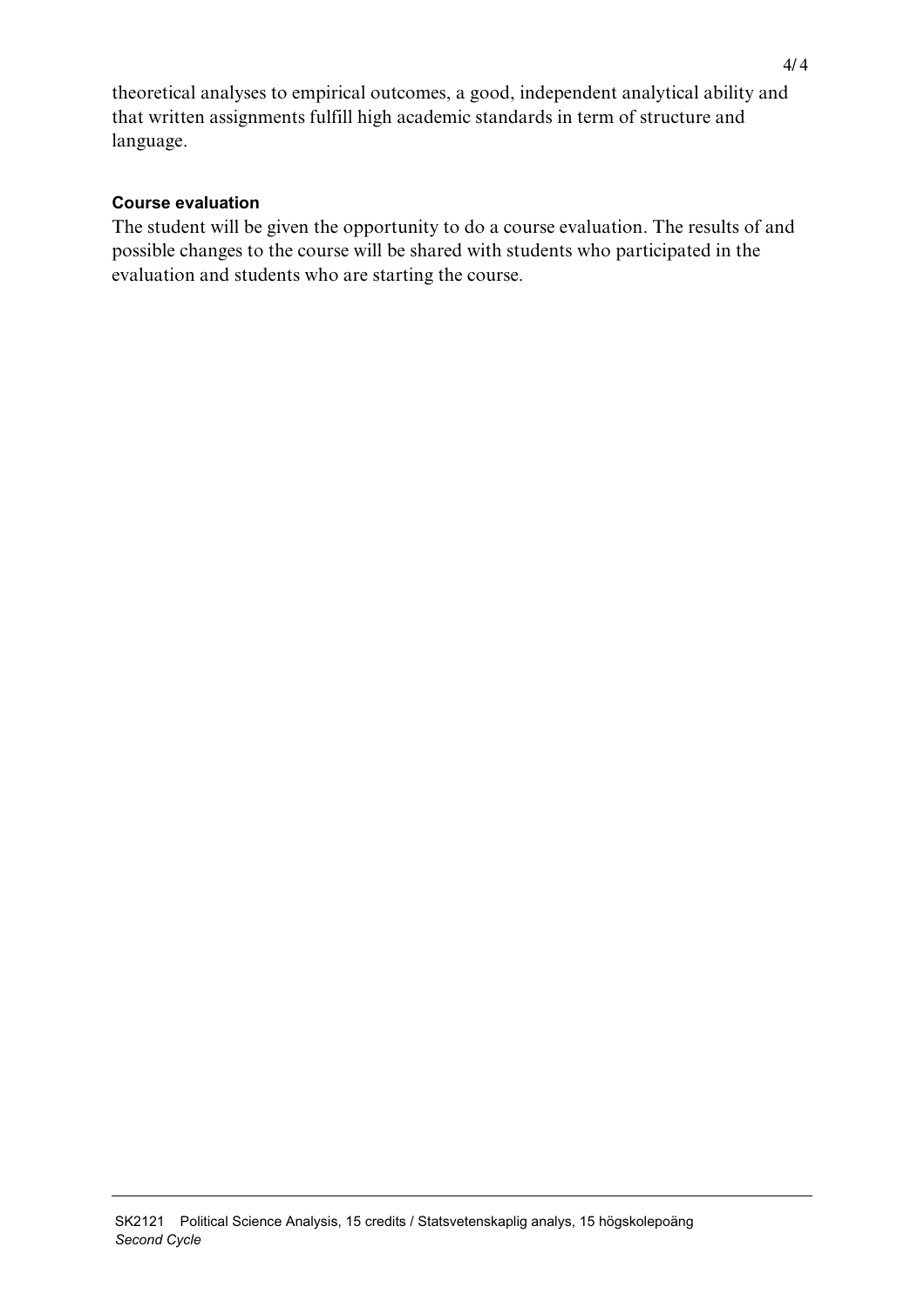theoretical analyses to empirical outcomes, a good, independent analytical ability and that written assignments fulfill high academic standards in term of structure and language.

#### Course evaluation

The student will be given the opportunity to do a course evaluation. The results of and possible changes to the course will be shared with students who participated in the evaluation and students who are starting the course.